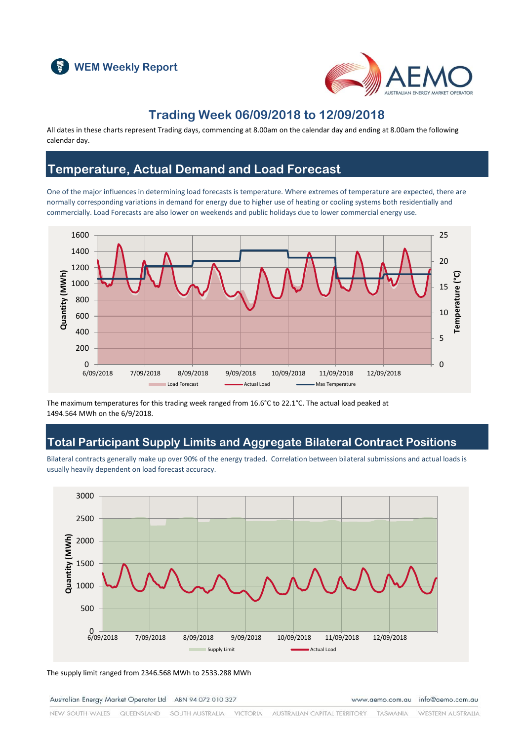# WEM Weekly Report

## Trading Week 06/09/2018 to 12/09/2018

All dates in these charts represent Trading days, commencing at 8.00am on the calendar day and ending at 8.00am the following calendar day.

## Temperature, Actual Demand and Load Forecast

One of the major influences in determining load forecasts is temperature. Where extremes of temperature are expected, there are normally corresponding variations in demand for energy due to higher use of heating or cooling systems both residentially and commercially. Load Forecasts are also lower on weekends and public holidays due to lower commercial energy use.

The maximum temperatures for this trading week ranged from 16.6°C to 22.1°C. The actual load peaked at 1494.564 MWh on the 6/9/2018.

## Total Participant Supply Limits and Aggregate Bilateral Contract Positions

Bilateral contracts generally make up over 90% of the energy traded. Correlation between bilateral submissions and actual loads is usually heavily dependent on load forecast accuracy.

The supply limit ranged from 2346.568 MWh to 2533.288 MWh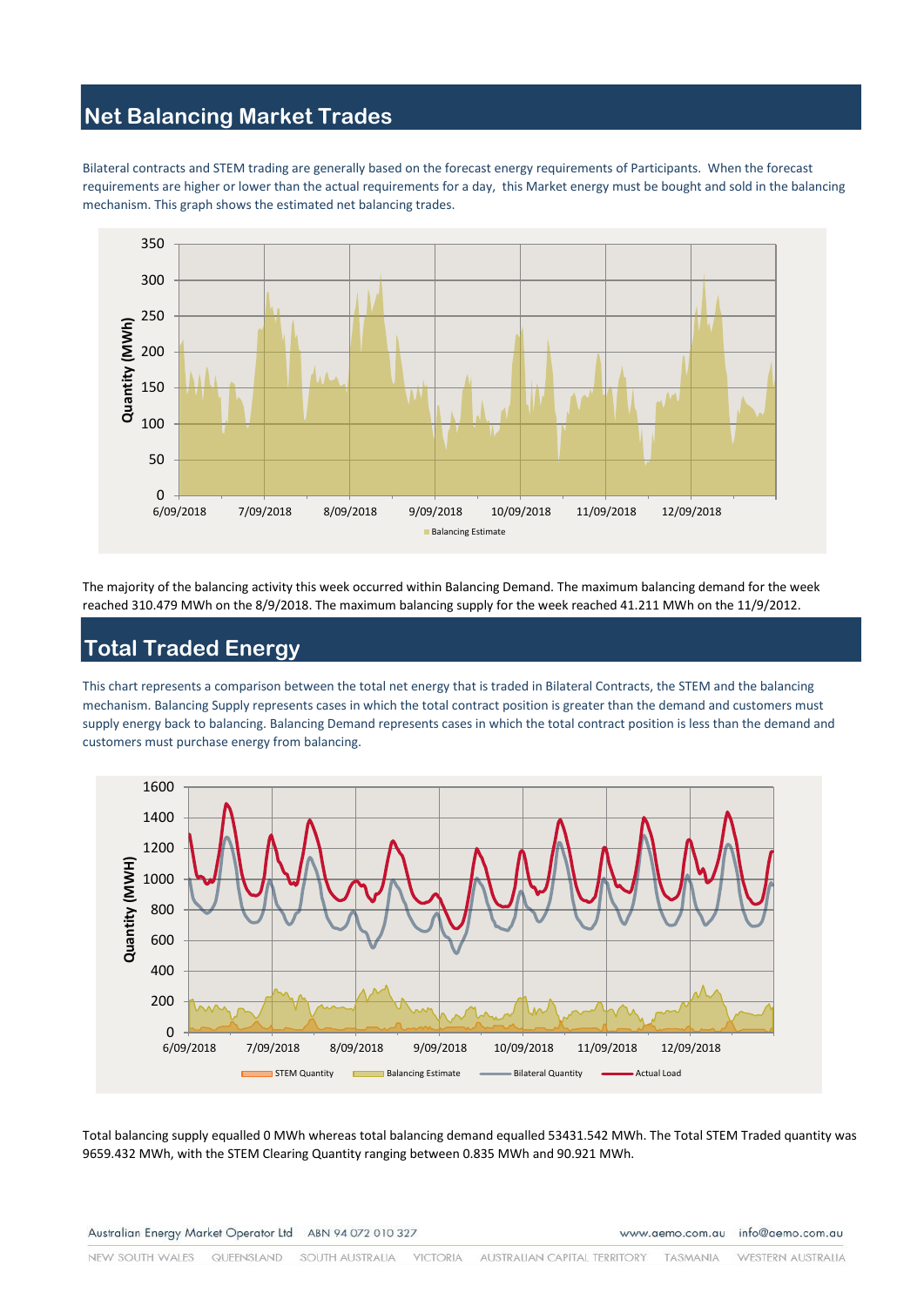## Net Balancing Market Trades

Bilateral contracts and STEM trading are generally based on the forecast energy requirements of Participants. When the forecast requirements are higher or lower than the actual requirements for a day, this Market energy must be bought and sold in the balancing mechanism. This graph shows the estimated net balancing trades.

The majority of the balancing activity this week occurred within Balancing Demand. The maximum balancing demand for the week reached 310.479 MWh on the 8/9/2018. The maximum balancing supply for the week reached 41.211 MWh on the 11/9/2012.

## Total Traded Energy

This chart represents a comparison between the total net energy that is traded in Bilateral Contracts, the STEM and the balancing mechanism. Balancing Supply represents cases in which the total contract position is greater than the demand and customers must supply energy back to balancing. Balancing Demand represents cases in which the total contract position is less than the demand and customers must purchase energy from balancing.

Total balancing supply equalled 0 MWh whereas total balancing demand equalled 53431.542 MWh. The Total STEM Traded quantity was 9659.432 MWh, with the STEM Clearing Quantity ranging between 0.835 MWh and 90.921 MWh.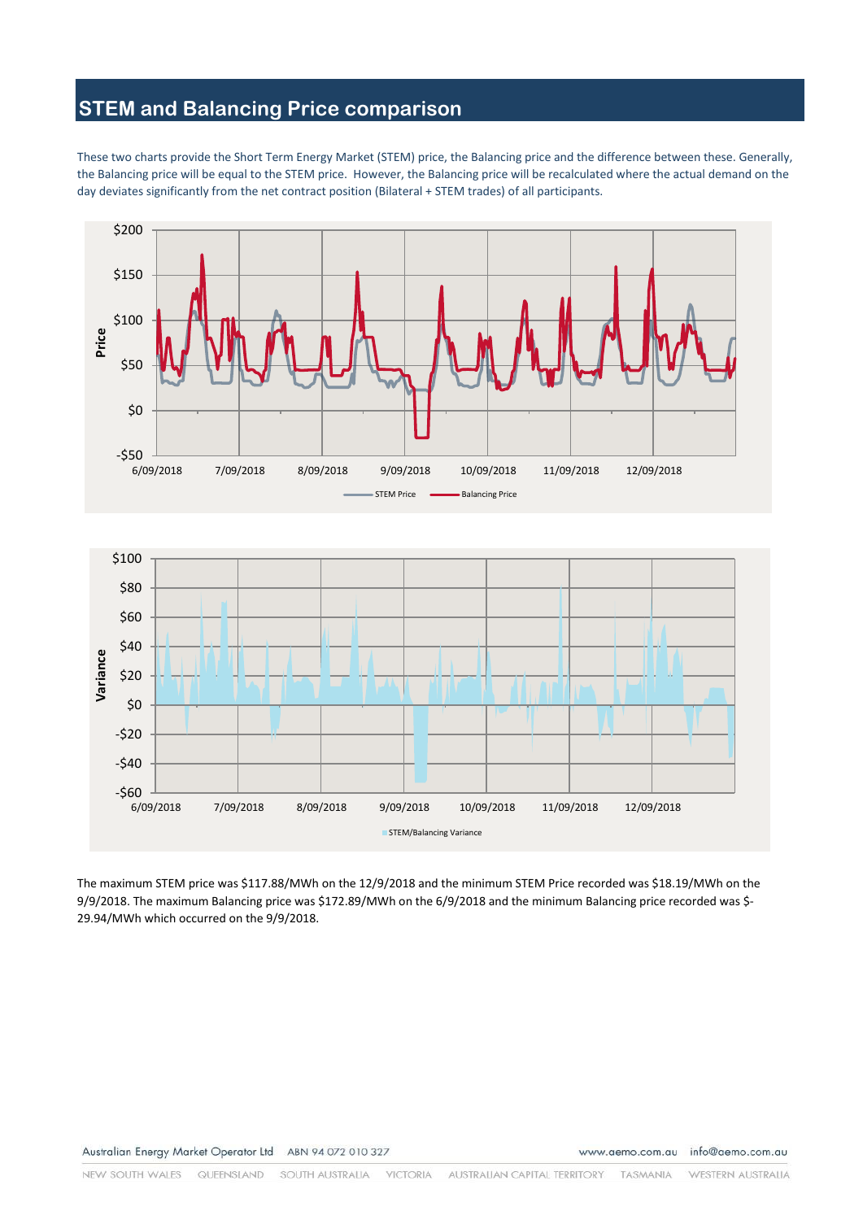## STEM and Balancing Price comparison

These two charts provide the Short Term Energy Market (STEM) price, the Balancing price and the difference between these. Generally, the Balancing price will be equal to the STEM price. However, the Balancing price will be recalculated where the actual demand on the day deviates significantly from the net contract position (Bilateral + STEM trades) of all participants.

Price

$200
$150
$100
$50
$0
-$50

6/09/2018
7/09/2018
8/09/2018
9/09/2018
10/09/2018
11/09/2018
12/09/2018

STEM Price
Balancing Price

Variance

$100
$80
$60
$40
$20
$0
-$20
-$40
-$60

6/09/2018
7/09/2018
8/09/2018
9/09/2018
10/09/2018
11/09/2018
12/09/2018

STEM/Balancing Variance

The maximum STEM price was $117.88/MWh on the 12/9/2018 and the minimum STEM Price recorded was $18.19/MWh on the 9/9/2018. The maximum Balancing price was $172.89/MWh on the 6/9/2018 and the minimum Balancing price recorded was $-29.94/MWh which occurred on the 9/9/2018.